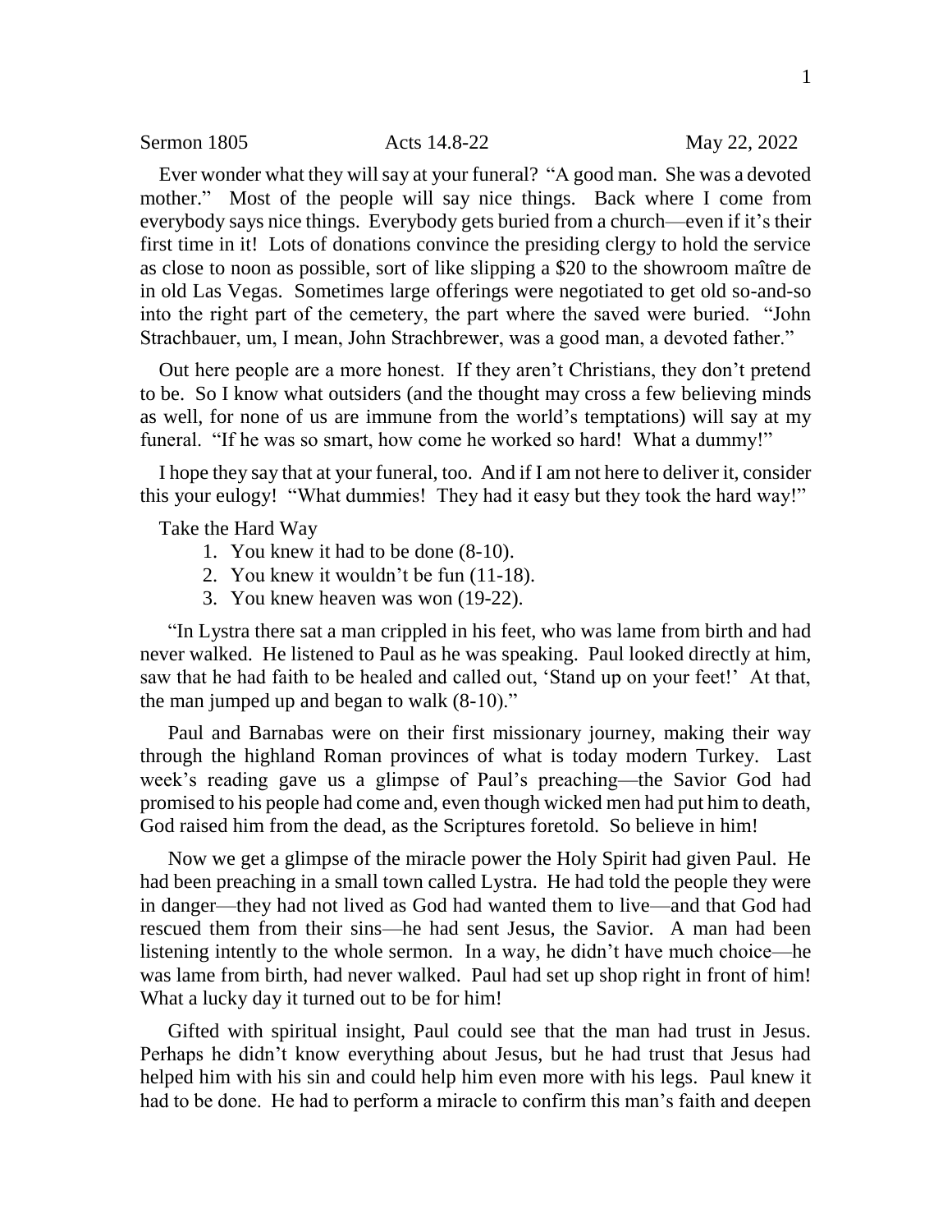Sermon 1805 Acts 14.8-22 May 22, 2022

Ever wonder what they will say at your funeral? "A good man. She was a devoted mother." Most of the people will say nice things. Back where I come from everybody says nice things. Everybody gets buried from a church—even if it's their first time in it! Lots of donations convince the presiding clergy to hold the service as close to noon as possible, sort of like slipping a $20 to the showroom maître de in old Las Vegas. Sometimes large offerings were negotiated to get old so-and-so into the right part of the cemetery, the part where the saved were buried. "John Strachbauer, um, I mean, John Strachbrewer, was a good man, a devoted father."

Out here people are a more honest. If they aren't Christians, they don't pretend to be. So I know what outsiders (and the thought may cross a few believing minds as well, for none of us are immune from the world's temptations) will say at my funeral. "If he was so smart, how come he worked so hard! What a dummy!"

I hope they say that at your funeral, too. And if I am not here to deliver it, consider this your eulogy! "What dummies! They had it easy but they took the hard way!"

Take the Hard Way

1. You knew it had to be done (8-10).
2. You knew it wouldn't be fun (11-18).
3. You knew heaven was won (19-22).

"In Lystra there sat a man crippled in his feet, who was lame from birth and had never walked. He listened to Paul as he was speaking. Paul looked directly at him, saw that he had faith to be healed and called out, 'Stand up on your feet!' At that, the man jumped up and began to walk (8-10)."

Paul and Barnabas were on their first missionary journey, making their way through the highland Roman provinces of what is today modern Turkey. Last week's reading gave us a glimpse of Paul's preaching—the Savior God had promised to his people had come and, even though wicked men had put him to death, God raised him from the dead, as the Scriptures foretold. So believe in him!

Now we get a glimpse of the miracle power the Holy Spirit had given Paul. He had been preaching in a small town called Lystra. He had told the people they were in danger—they had not lived as God had wanted them to live—and that God had rescued them from their sins—he had sent Jesus, the Savior. A man had been listening intently to the whole sermon. In a way, he didn't have much choice—he was lame from birth, had never walked. Paul had set up shop right in front of him! What a lucky day it turned out to be for him!

Gifted with spiritual insight, Paul could see that the man had trust in Jesus. Perhaps he didn't know everything about Jesus, but he had trust that Jesus had helped him with his sin and could help him even more with his legs. Paul knew it had to be done. He had to perform a miracle to confirm this man's faith and deepen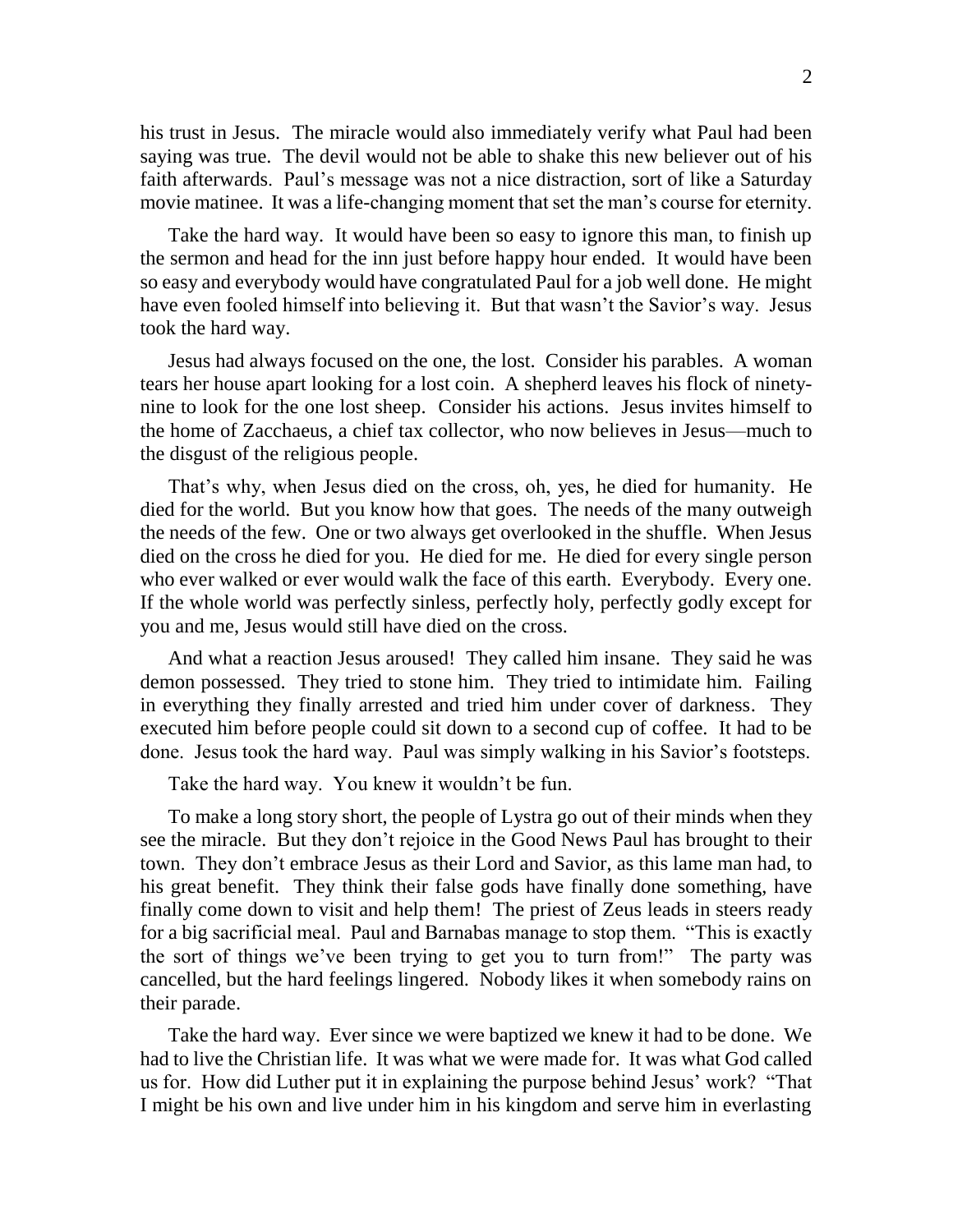his trust in Jesus. The miracle would also immediately verify what Paul had been saying was true. The devil would not be able to shake this new believer out of his faith afterwards. Paul's message was not a nice distraction, sort of like a Saturday movie matinee. It was a life-changing moment that set the man's course for eternity.

Take the hard way. It would have been so easy to ignore this man, to finish up the sermon and head for the inn just before happy hour ended. It would have been so easy and everybody would have congratulated Paul for a job well done. He might have even fooled himself into believing it. But that wasn't the Savior's way. Jesus took the hard way.

Jesus had always focused on the one, the lost. Consider his parables. A woman tears her house apart looking for a lost coin. A shepherd leaves his flock of ninety-nine to look for the one lost sheep. Consider his actions. Jesus invites himself to the home of Zacchaeus, a chief tax collector, who now believes in Jesus—much to the disgust of the religious people.

That's why, when Jesus died on the cross, oh, yes, he died for humanity. He died for the world. But you know how that goes. The needs of the many outweigh the needs of the few. One or two always get overlooked in the shuffle. When Jesus died on the cross he died for you. He died for me. He died for every single person who ever walked or ever would walk the face of this earth. Everybody. Every one. If the whole world was perfectly sinless, perfectly holy, perfectly godly except for you and me, Jesus would still have died on the cross.

And what a reaction Jesus aroused! They called him insane. They said he was demon possessed. They tried to stone him. They tried to intimidate him. Failing in everything they finally arrested and tried him under cover of darkness. They executed him before people could sit down to a second cup of coffee. It had to be done. Jesus took the hard way. Paul was simply walking in his Savior's footsteps.

Take the hard way. You knew it wouldn't be fun.

To make a long story short, the people of Lystra go out of their minds when they see the miracle. But they don't rejoice in the Good News Paul has brought to their town. They don't embrace Jesus as their Lord and Savior, as this lame man had, to his great benefit. They think their false gods have finally done something, have finally come down to visit and help them! The priest of Zeus leads in steers ready for a big sacrificial meal. Paul and Barnabas manage to stop them. "This is exactly the sort of things we've been trying to get you to turn from!" The party was cancelled, but the hard feelings lingered. Nobody likes it when somebody rains on their parade.

Take the hard way. Ever since we were baptized we knew it had to be done. We had to live the Christian life. It was what we were made for. It was what God called us for. How did Luther put it in explaining the purpose behind Jesus' work? "That I might be his own and live under him in his kingdom and serve him in everlasting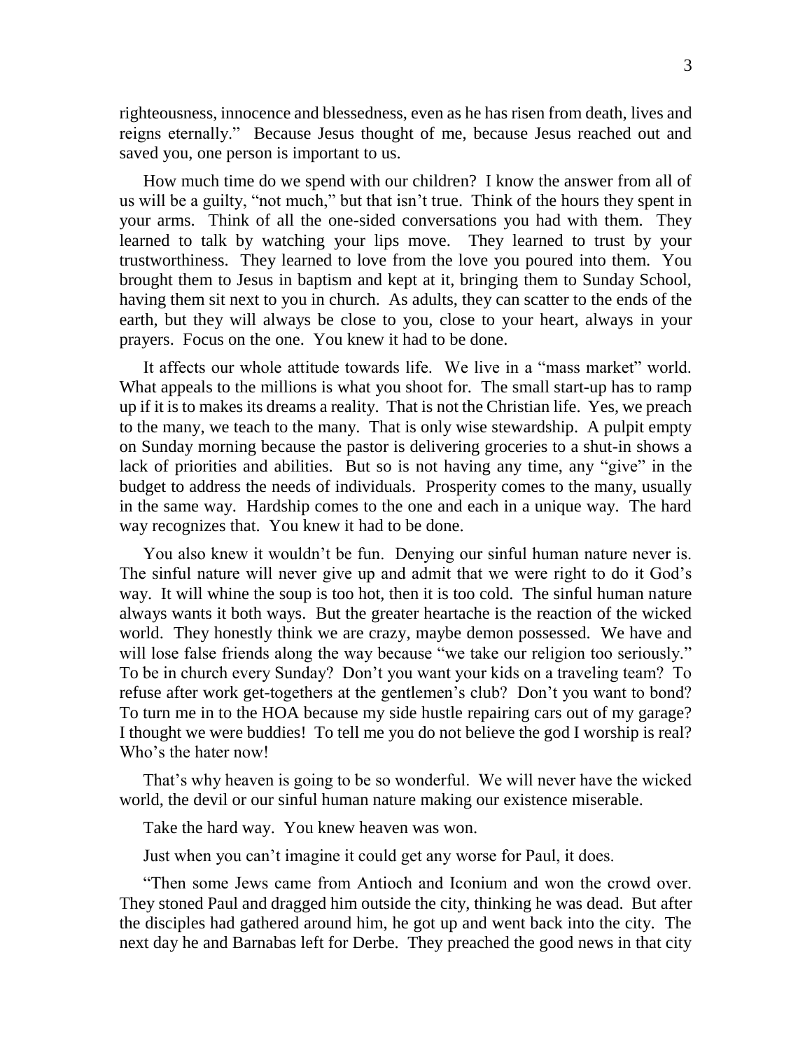righteousness, innocence and blessedness, even as he has risen from death, lives and reigns eternally." Because Jesus thought of me, because Jesus reached out and saved you, one person is important to us.

How much time do we spend with our children? I know the answer from all of us will be a guilty, "not much," but that isn't true. Think of the hours they spent in your arms. Think of all the one-sided conversations you had with them. They learned to talk by watching your lips move. They learned to trust by your trustworthiness. They learned to love from the love you poured into them. You brought them to Jesus in baptism and kept at it, bringing them to Sunday School, having them sit next to you in church. As adults, they can scatter to the ends of the earth, but they will always be close to you, close to your heart, always in your prayers. Focus on the one. You knew it had to be done.

It affects our whole attitude towards life. We live in a "mass market" world. What appeals to the millions is what you shoot for. The small start-up has to ramp up if it is to makes its dreams a reality. That is not the Christian life. Yes, we preach to the many, we teach to the many. That is only wise stewardship. A pulpit empty on Sunday morning because the pastor is delivering groceries to a shut-in shows a lack of priorities and abilities. But so is not having any time, any "give" in the budget to address the needs of individuals. Prosperity comes to the many, usually in the same way. Hardship comes to the one and each in a unique way. The hard way recognizes that. You knew it had to be done.

You also knew it wouldn't be fun. Denying our sinful human nature never is. The sinful nature will never give up and admit that we were right to do it God's way. It will whine the soup is too hot, then it is too cold. The sinful human nature always wants it both ways. But the greater heartache is the reaction of the wicked world. They honestly think we are crazy, maybe demon possessed. We have and will lose false friends along the way because "we take our religion too seriously." To be in church every Sunday? Don't you want your kids on a traveling team? To refuse after work get-togethers at the gentlemen's club? Don't you want to bond? To turn me in to the HOA because my side hustle repairing cars out of my garage? I thought we were buddies! To tell me you do not believe the god I worship is real? Who's the hater now!

That's why heaven is going to be so wonderful. We will never have the wicked world, the devil or our sinful human nature making our existence miserable.

Take the hard way. You knew heaven was won.

Just when you can't imagine it could get any worse for Paul, it does.

"Then some Jews came from Antioch and Iconium and won the crowd over. They stoned Paul and dragged him outside the city, thinking he was dead. But after the disciples had gathered around him, he got up and went back into the city. The next day he and Barnabas left for Derbe. They preached the good news in that city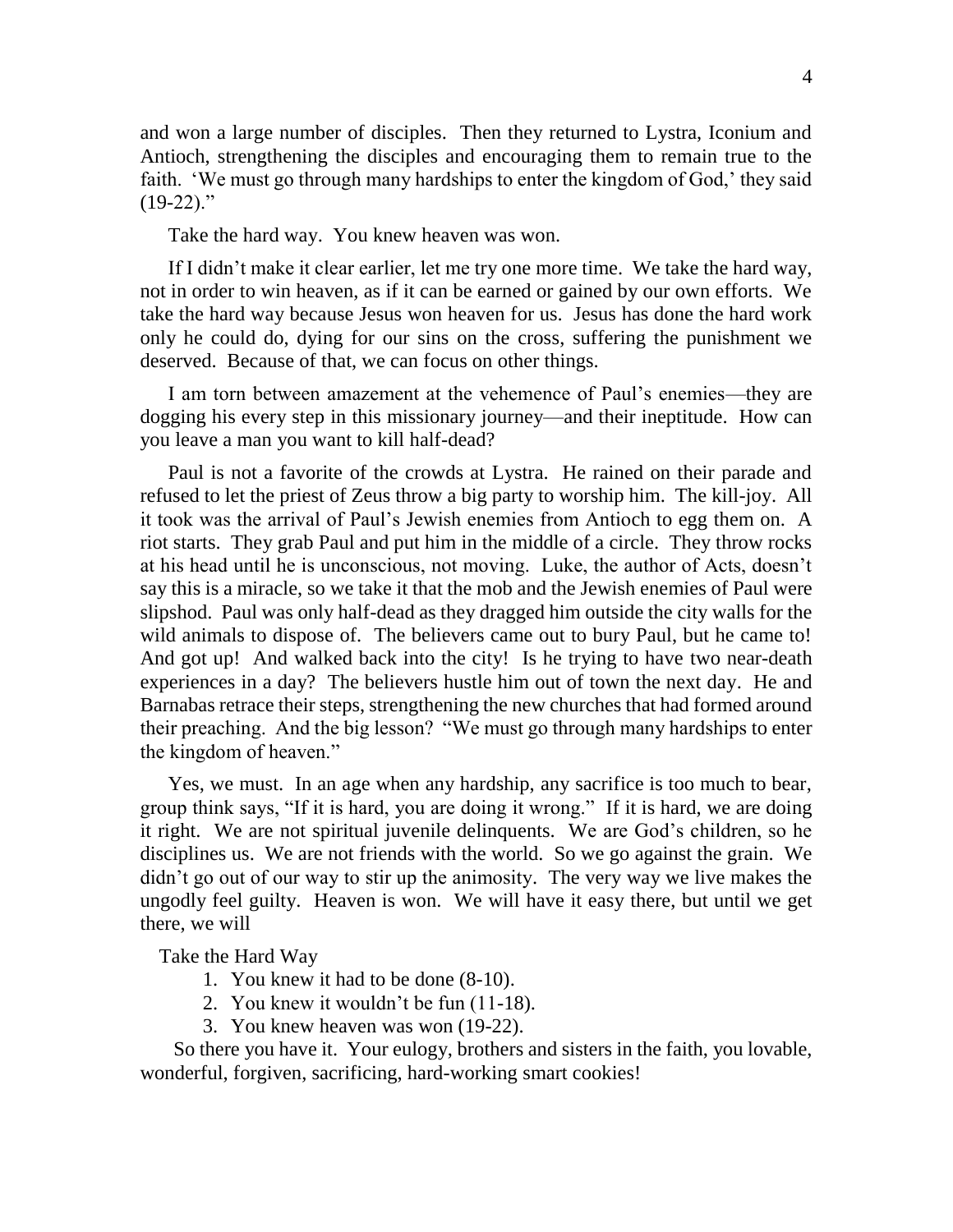and won a large number of disciples. Then they returned to Lystra, Iconium and Antioch, strengthening the disciples and encouraging them to remain true to the faith. 'We must go through many hardships to enter the kingdom of God,' they said (19-22)."

Take the hard way. You knew heaven was won.

If I didn't make it clear earlier, let me try one more time. We take the hard way, not in order to win heaven, as if it can be earned or gained by our own efforts. We take the hard way because Jesus won heaven for us. Jesus has done the hard work only he could do, dying for our sins on the cross, suffering the punishment we deserved. Because of that, we can focus on other things.

I am torn between amazement at the vehemence of Paul's enemies—they are dogging his every step in this missionary journey—and their ineptitude. How can you leave a man you want to kill half-dead?

Paul is not a favorite of the crowds at Lystra. He rained on their parade and refused to let the priest of Zeus throw a big party to worship him. The kill-joy. All it took was the arrival of Paul's Jewish enemies from Antioch to egg them on. A riot starts. They grab Paul and put him in the middle of a circle. They throw rocks at his head until he is unconscious, not moving. Luke, the author of Acts, doesn't say this is a miracle, so we take it that the mob and the Jewish enemies of Paul were slipshod. Paul was only half-dead as they dragged him outside the city walls for the wild animals to dispose of. The believers came out to bury Paul, but he came to! And got up! And walked back into the city! Is he trying to have two near-death experiences in a day? The believers hustle him out of town the next day. He and Barnabas retrace their steps, strengthening the new churches that had formed around their preaching. And the big lesson? "We must go through many hardships to enter the kingdom of heaven."

Yes, we must. In an age when any hardship, any sacrifice is too much to bear, group think says, "If it is hard, you are doing it wrong." If it is hard, we are doing it right. We are not spiritual juvenile delinquents. We are God's children, so he disciplines us. We are not friends with the world. So we go against the grain. We didn't go out of our way to stir up the animosity. The very way we live makes the ungodly feel guilty. Heaven is won. We will have it easy there, but until we get there, we will

Take the Hard Way

1. You knew it had to be done (8-10).
2. You knew it wouldn't be fun (11-18).
3. You knew heaven was won (19-22).

So there you have it. Your eulogy, brothers and sisters in the faith, you lovable, wonderful, forgiven, sacrificing, hard-working smart cookies!